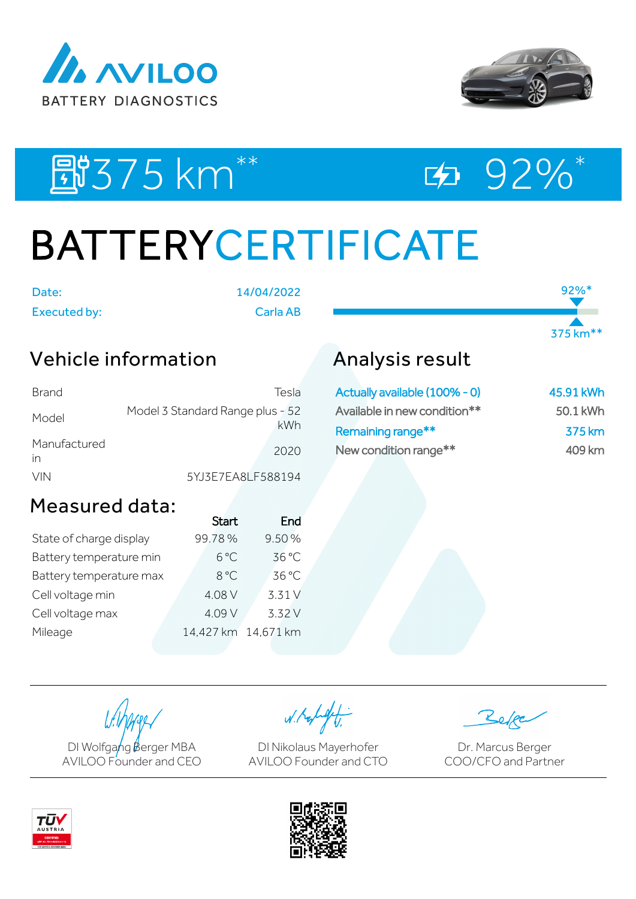AVILOO BATTERY DIAGNOSTICS

375 km** 92%*

# BATTERYCERTIFICATE

| | |
|---|---|
| Date: | 14/04/2022 |
| Executed by: | Carla AB |

92%*

375 km**

## Vehicle information

| | |
|---|---|
| Brand | Tesla |
| Model | Model 3 Standard Range plus - 52 kWh |
| Manufactured in | 2020 |
| VIN | 5YJ3E7EA8LF588194 |

## Analysis result

| | |
|---|---|
| Actually available (100% - 0) | 45.91 kWh |
| Available in new condition** | 50.1 kWh |
| Remaining range** | 375 km |
| New condition range** | 409 km |

## Measured data:

| | Start | End |
|---|---|---|
| State of charge display | 99.78 % | 9.50 % |
| Battery temperature min | 6 °C | 36 °C |
| Battery temperature max | 8 °C | 36 °C |
| Cell voltage min | 4.08 V | 3.31 V |
| Cell voltage max | 4.09 V | 3.32 V |
| Mileage | 14,427 km | 14,671 km |

DI Wolfgang Berger MBA
AVILOO Founder and CEO

DI Nikolaus Mayerhofer
AVILOO Founder and CTO

Dr. Marcus Berger
COO/CFO and Partner

TÜV AUSTRIA CERTIFIED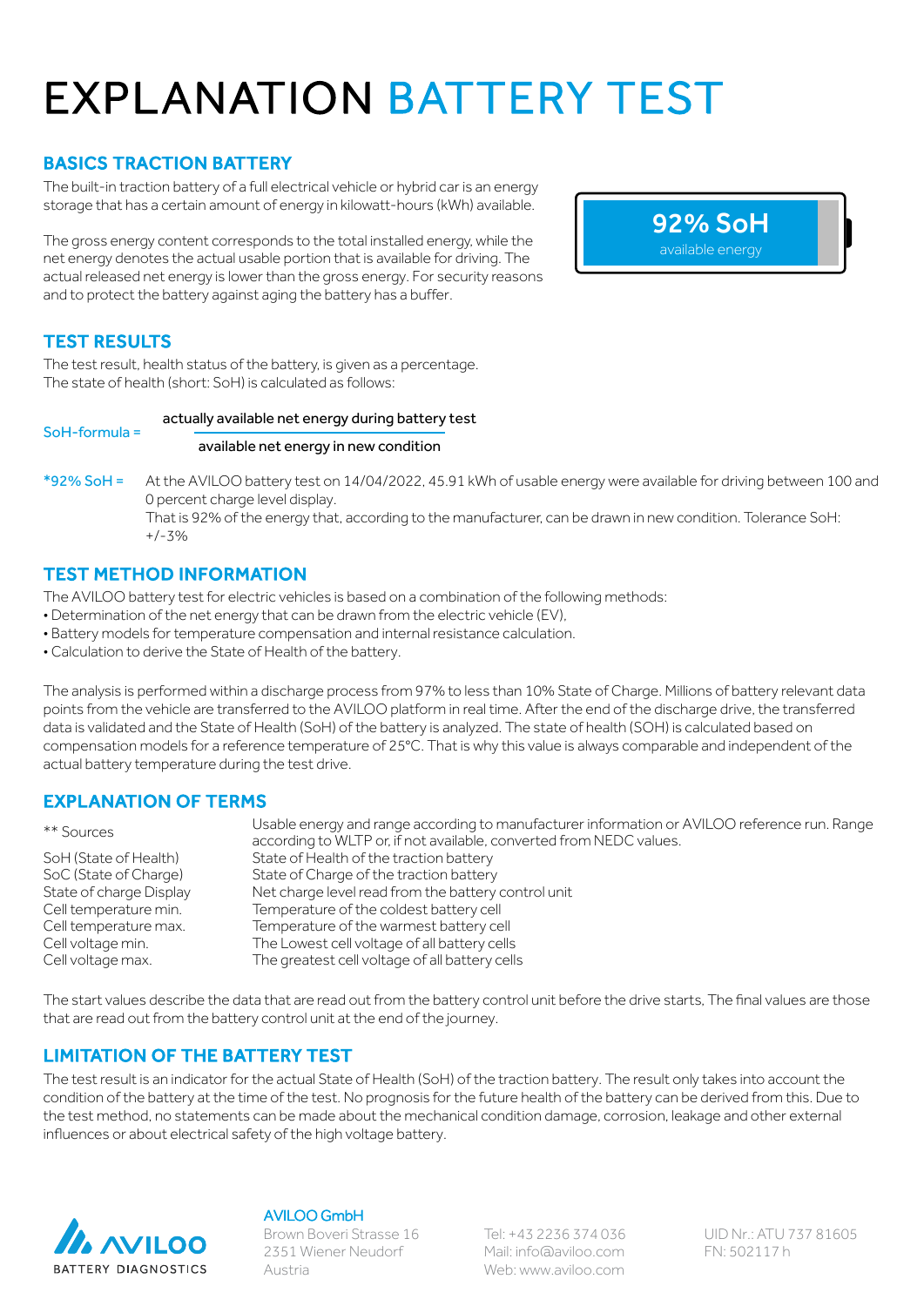# EXPLANATION BATTERY TEST

## BASICS TRACTION BATTERY

The built-in traction battery of a full electrical vehicle or hybrid car is an energy storage that has a certain amount of energy in kilowatt-hours (kWh) available.

The gross energy content corresponds to the total installed energy, while the net energy denotes the actual usable portion that is available for driving. The actual released net energy is lower than the gross energy. For security reasons and to protect the battery against aging the battery has a buffer.

**92% SoH**
available energy

## TEST RESULTS

The test result, health status of the battery, is given as a percentage.
The state of health (short: SoH) is calculated as follows:

$$\text{SoH-formula} = \frac{\text{actually available net energy during battery test}}{\text{available net energy in new condition}}$$

*92% SoH = At the AVILOO battery test on 14/04/2022, 45.91 kWh of usable energy were available for driving between 100 and 0 percent charge level display.
That is 92% of the energy that, according to the manufacturer, can be drawn in new condition. Tolerance SoH: +/-3%

## TEST METHOD INFORMATION

The AVILOO battery test for electric vehicles is based on a combination of the following methods:
- Determination of the net energy that can be drawn from the electric vehicle (EV),
- Battery models for temperature compensation and internal resistance calculation.
- Calculation to derive the State of Health of the battery.

The analysis is performed within a discharge process from 97% to less than 10% State of Charge. Millions of battery relevant data points from the vehicle are transferred to the AVILOO platform in real time. After the end of the discharge drive, the transferred data is validated and the State of Health (SoH) of the battery is analyzed. The state of health (SOH) is calculated based on compensation models for a reference temperature of 25°C. That is why this value is always comparable and independent of the actual battery temperature during the test drive.

## EXPLANATION OF TERMS

| | |
|---|---|
| ** Sources | Usable energy and range according to manufacturer information or AVILOO reference run. Range according to WLTP or, if not available, converted from NEDC values. |
| SoH (State of Health) | State of Health of the traction battery |
| SoC (State of Charge) | State of Charge of the traction battery |
| State of charge Display | Net charge level read from the battery control unit |
| Cell temperature min. | Temperature of the coldest battery cell |
| Cell temperature max. | Temperature of the warmest battery cell |
| Cell voltage min. | The Lowest cell voltage of all battery cells |
| Cell voltage max. | The greatest cell voltage of all battery cells |

The start values describe the data that are read out from the battery control unit before the drive starts, The final values are those that are read out from the battery control unit at the end of the journey.

## LIMITATION OF THE BATTERY TEST

The test result is an indicator for the actual State of Health (SoH) of the traction battery. The result only takes into account the condition of the battery at the time of the test. No prognosis for the future health of the battery can be derived from this. Due to the test method, no statements can be made about the mechanical condition damage, corrosion, leakage and other external influences or about electrical safety of the high voltage battery.

AVILOO BATTERY DIAGNOSTICS

**AVILOO GmbH**
Brown Boveri Strasse 16
2351 Wiener Neudorf
Austria

Tel: +43 2236 374 036
Mail: info@aviloo.com
Web: www.aviloo.com

UID Nr.: ATU 737 81605
FN: 502117 h